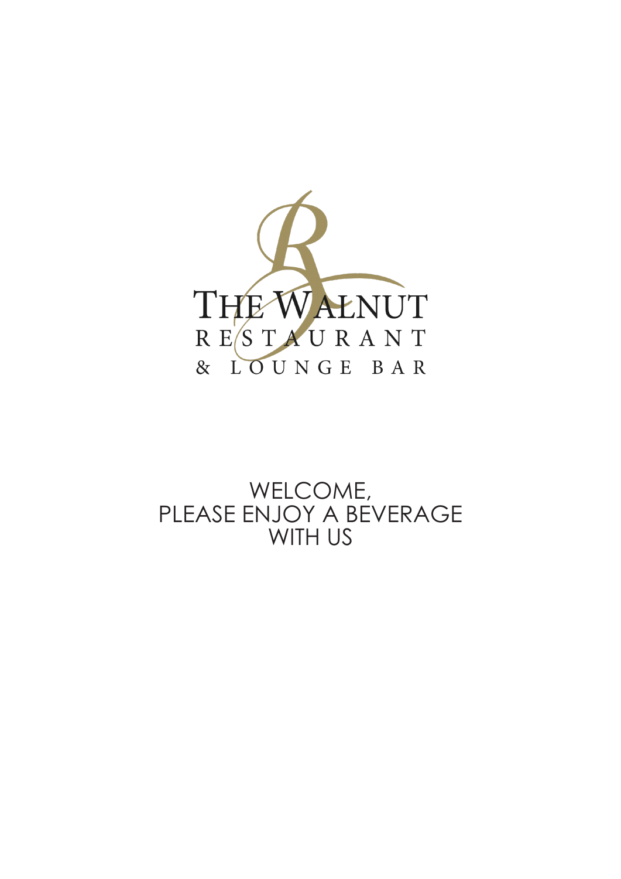# THE WALNUT

RESTAURANT

& LOUNGE BAR

WELCOME,
PLEASE ENJOY A BEVERAGE
WITH US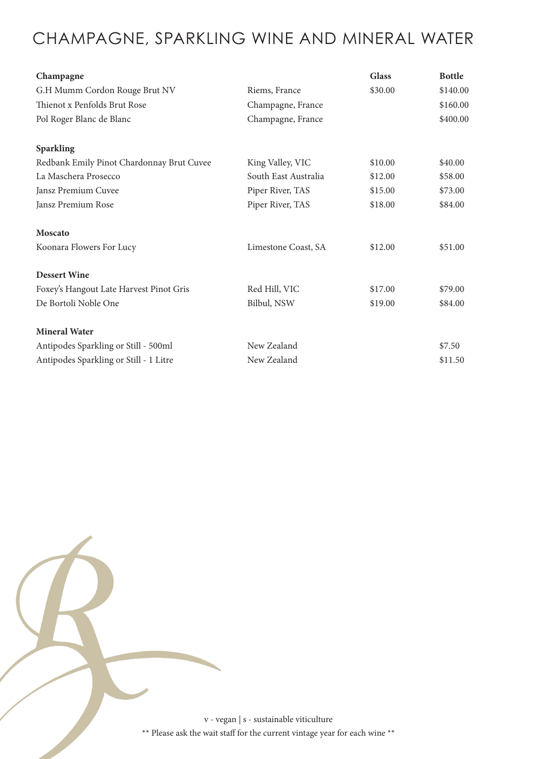# CHAMPAGNE, SPARKLING WINE AND MINERAL WATER

| **Champagne** | | **Glass** | **Bottle** |
|---|---|---|---|
| G.H Mumm Cordon Rouge Brut NV | Riems, France | $30.00 | $140.00 |
| Thienot x Penfolds Brut Rose | Champagne, France | | $160.00 |
| Pol Roger Blanc de Blanc | Champagne, France | | $400.00 |
| | | | |
| **Sparkling** | | | |
| Redbank Emily Pinot Chardonnay Brut Cuvee | King Valley, VIC | $10.00 | $40.00 |
| La Maschera Prosecco | South East Australia | $12.00 | $58.00 |
| Jansz Premium Cuvee | Piper River, TAS | $15.00 | $73.00 |
| Jansz Premium Rose | Piper River, TAS | $18.00 | $84.00 |
| | | | |
| **Moscato** | | | |
| Koonara Flowers For Lucy | Limestone Coast, SA | $12.00 | $51.00 |
| | | | |
| **Dessert Wine** | | | |
| Foxey's Hangout Late Harvest Pinot Gris | Red Hill, VIC | $17.00 | $79.00 |
| De Bortoli Noble One | Bilbul, NSW | $19.00 | $84.00 |
| | | | |
| **Mineral Water** | | | |
| Antipodes Sparkling or Still - 500ml | New Zealand | | $7.50 |
| Antipodes Sparkling or Still - 1 Litre | New Zealand | | $11.50 |

v - vegan | s - sustainable viticulture

** Please ask the wait staff for the current vintage year for each wine **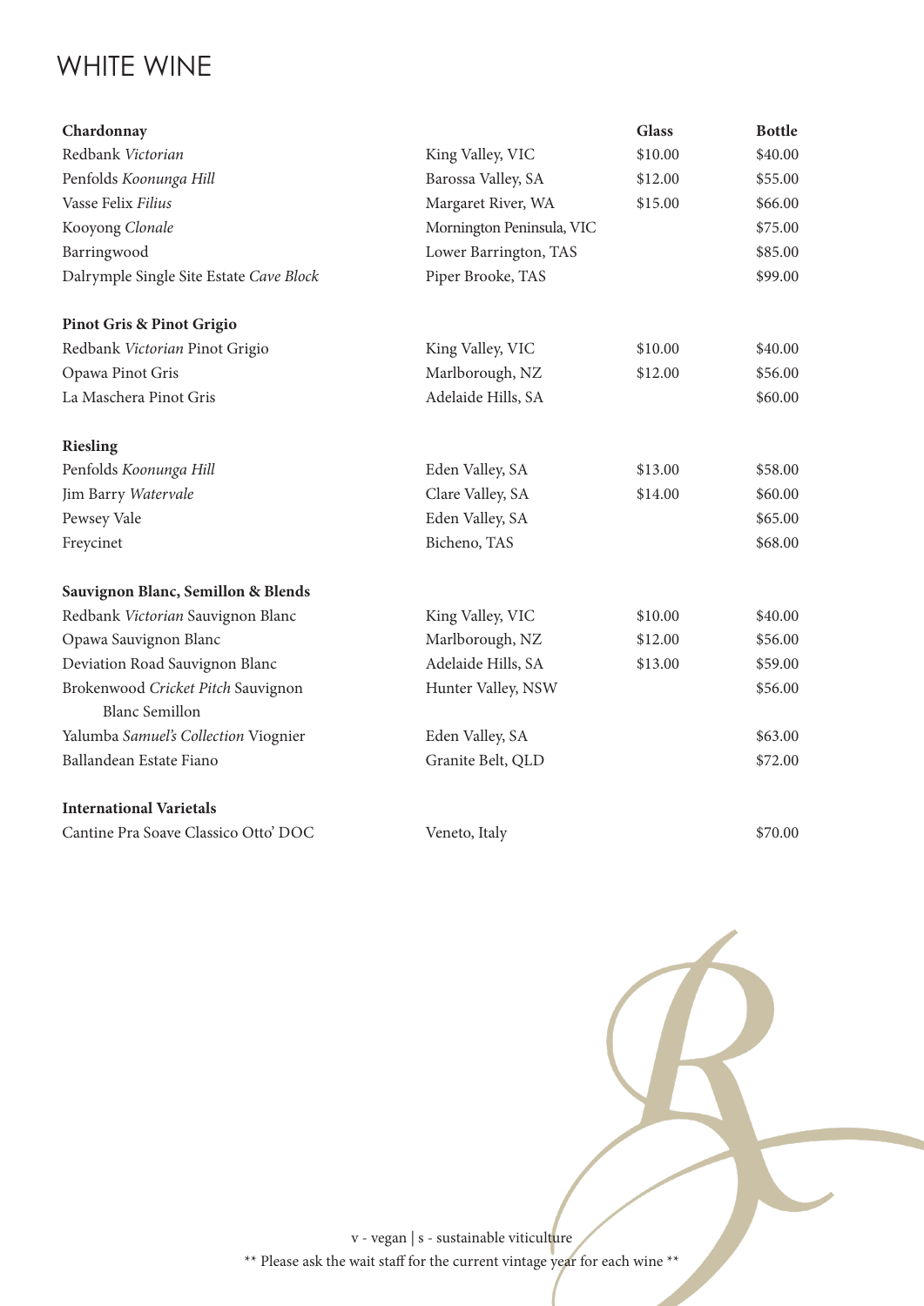# WHITE WINE

| **Chardonnay** | | **Glass** | **Bottle** |
|---|---|---|---|
| Redbank *Victorian* | King Valley, VIC | $10.00 | $40.00 |
| Penfolds *Koonunga Hill* | Barossa Valley, SA | $12.00 | $55.00 |
| Vasse Felix *Filius* | Margaret River, WA | $15.00 | $66.00 |
| Kooyong *Clonale* | Mornington Peninsula, VIC | | $75.00 |
| Barringwood | Lower Barrington, TAS | | $85.00 |
| Dalrymple Single Site Estate *Cave Block* | Piper Brooke, TAS | | $99.00 |
| **Pinot Gris & Pinot Grigio** | | | |
| Redbank *Victorian* Pinot Grigio | King Valley, VIC | $10.00 | $40.00 |
| Opawa Pinot Gris | Marlborough, NZ | $12.00 | $56.00 |
| La Maschera Pinot Gris | Adelaide Hills, SA | | $60.00 |
| **Riesling** | | | |
| Penfolds *Koonunga Hill* | Eden Valley, SA | $13.00 | $58.00 |
| Jim Barry *Watervale* | Clare Valley, SA | $14.00 | $60.00 |
| Pewsey Vale | Eden Valley, SA | | $65.00 |
| Freycinet | Bicheno, TAS | | $68.00 |
| **Sauvignon Blanc, Semillon & Blends** | | | |
| Redbank *Victorian* Sauvignon Blanc | King Valley, VIC | $10.00 | $40.00 |
| Opawa Sauvignon Blanc | Marlborough, NZ | $12.00 | $56.00 |
| Deviation Road Sauvignon Blanc | Adelaide Hills, SA | $13.00 | $59.00 |
| Brokenwood *Cricket Pitch* Sauvignon Blanc Semillon | Hunter Valley, NSW | | $56.00 |
| Yalumba *Samuel's Collection* Viognier | Eden Valley, SA | | $63.00 |
| Ballandean Estate Fiano | Granite Belt, QLD | | $72.00 |
| **International Varietals** | | | |
| Cantine Pra Soave Classico Otto' DOC | Veneto, Italy | | $70.00 |

v - vegan | s - sustainable viticulture

** Please ask the wait staff for the current vintage year for each wine **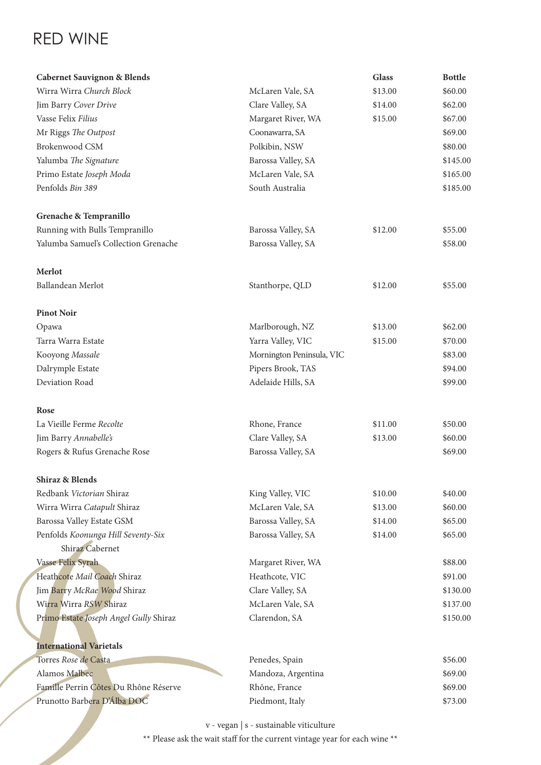# RED WINE

| Cabernet Sauvignon & Blends | | Glass | Bottle |
|---|---|---|---|
| Wirra Wirra *Church Block* | McLaren Vale, SA | $13.00 | $60.00 |
| Jim Barry *Cover Drive* | Clare Valley, SA | $14.00 | $62.00 |
| Vasse Felix *Filius* | Margaret River, WA | $15.00 | $67.00 |
| Mr Riggs *The Outpost* | Coonawarra, SA | | $69.00 |
| Brokenwood CSM | Polkibin, NSW | | $80.00 |
| Yalumba *The Signature* | Barossa Valley, SA | | $145.00 |
| Primo Estate *Joseph Moda* | McLaren Vale, SA | | $165.00 |
| Penfolds *Bin 389* | South Australia | | $185.00 |
| **Grenache & Tempranillo** | | | |
| Running with Bulls Tempranillo | Barossa Valley, SA | $12.00 | $55.00 |
| Yalumba Samuel's Collection Grenache | Barossa Valley, SA | | $58.00 |
| **Merlot** | | | |
| Ballandean Merlot | Stanthorpe, QLD | $12.00 | $55.00 |
| **Pinot Noir** | | | |
| Opawa | Marlborough, NZ | $13.00 | $62.00 |
| Tarra Warra Estate | Yarra Valley, VIC | $15.00 | $70.00 |
| Kooyong *Massale* | Mornington Peninsula, VIC | | $83.00 |
| Dalrymple Estate | Pipers Brook, TAS | | $94.00 |
| Deviation Road | Adelaide Hills, SA | | $99.00 |
| **Rose** | | | |
| La Vieille Ferme *Recolte* | Rhone, France | $11.00 | $50.00 |
| Jim Barry *Annabelle's* | Clare Valley, SA | $13.00 | $60.00 |
| Rogers & Rufus Grenache Rose | Barossa Valley, SA | | $69.00 |
| **Shiraz & Blends** | | | |
| Redbank *Victorian* Shiraz | King Valley, VIC | $10.00 | $40.00 |
| Wirra Wirra *Catapult* Shiraz | McLaren Vale, SA | $13.00 | $60.00 |
| Barossa Valley Estate GSM | Barossa Valley, SA | $14.00 | $65.00 |
| Penfolds *Koonunga Hill Seventy-Six* Shiraz Cabernet | Barossa Valley, SA | $14.00 | $65.00 |
| Vasse Felix Syrah | Margaret River, WA | | $88.00 |
| Heathcote *Mail Coach* Shiraz | Heathcote, VIC | | $91.00 |
| Jim Barry *McRae Wood* Shiraz | Clare Valley, SA | | $130.00 |
| Wirra Wirra *RSW* Shiraz | McLaren Vale, SA | | $137.00 |
| Primo Estate *Joseph Angel Gully* Shiraz | Clarendon, SA | | $150.00 |
| **International Varietals** | | | |
| Torres *Rose de* Casta | Penedes, Spain | | $56.00 |
| Alamos Malbec | Mandoza, Argentina | | $69.00 |
| Famille Perrin Côtes Du Rhône Réserve | Rhône, France | | $69.00 |
| Prunotto Barbera D'Alba DOC | Piedmont, Italy | | $73.00 |

v - vegan | s - sustainable viticulture

** Please ask the wait staff for the current vintage year for each wine **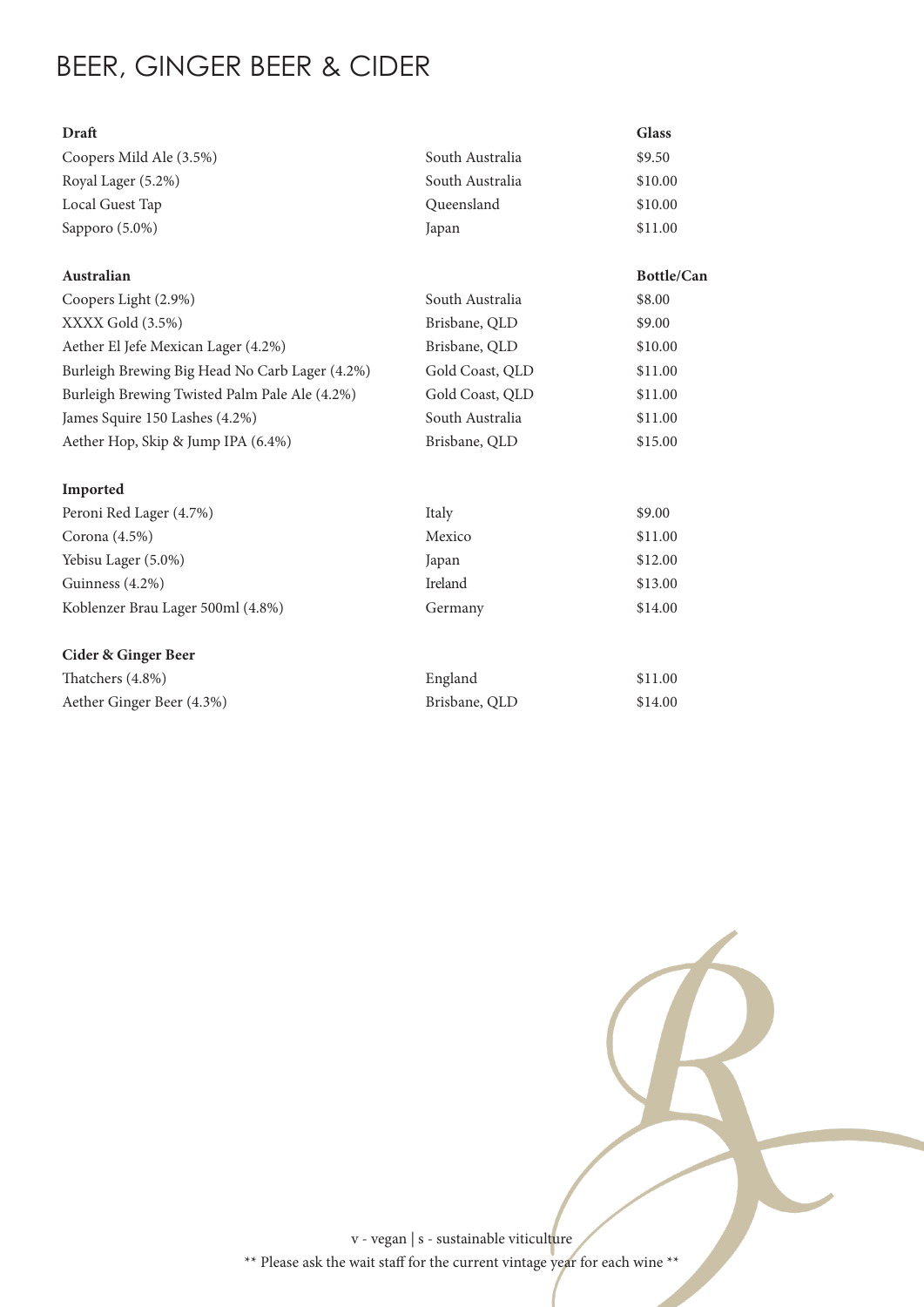# BEER, GINGER BEER & CIDER

| Draft | | Glass |
|---|---|---|
| Coopers Mild Ale (3.5%) | South Australia | $9.50 |
| Royal Lager (5.2%) | South Australia | $10.00 |
| Local Guest Tap | Queensland | $10.00 |
| Sapporo (5.0%) | Japan | $11.00 |

| Australian | | Bottle/Can |
|---|---|---|
| Coopers Light (2.9%) | South Australia | $8.00 |
| XXXX Gold (3.5%) | Brisbane, QLD | $9.00 |
| Aether El Jefe Mexican Lager (4.2%) | Brisbane, QLD | $10.00 |
| Burleigh Brewing Big Head No Carb Lager (4.2%) | Gold Coast, QLD | $11.00 |
| Burleigh Brewing Twisted Palm Pale Ale (4.2%) | Gold Coast, QLD | $11.00 |
| James Squire 150 Lashes (4.2%) | South Australia | $11.00 |
| Aether Hop, Skip & Jump IPA (6.4%) | Brisbane, QLD | $15.00 |

| Imported | | |
|---|---|---|
| Peroni Red Lager (4.7%) | Italy | $9.00 |
| Corona (4.5%) | Mexico | $11.00 |
| Yebisu Lager (5.0%) | Japan | $12.00 |
| Guinness (4.2%) | Ireland | $13.00 |
| Koblenzer Brau Lager 500ml (4.8%) | Germany | $14.00 |

| Cider & Ginger Beer | | |
|---|---|---|
| Thatchers (4.8%) | England | $11.00 |
| Aether Ginger Beer (4.3%) | Brisbane, QLD | $14.00 |

v - vegan | s - sustainable viticulture

** Please ask the wait staff for the current vintage year for each wine **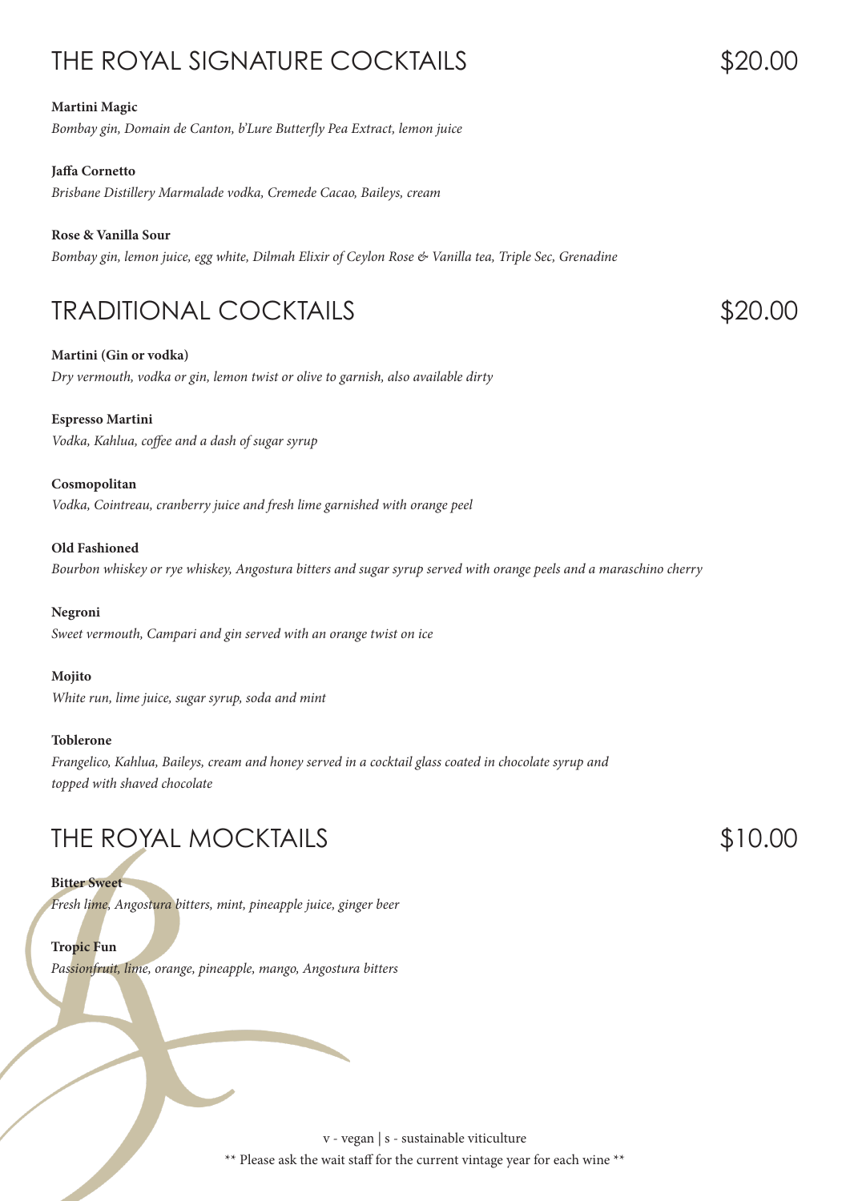## THE ROYAL SIGNATURE COCKTAILS $20.00

**Martini Magic**
*Bombay gin, Domain de Canton, b'Lure Butterfly Pea Extract, lemon juice*

**Jaffa Cornetto**
*Brisbane Distillery Marmalade vodka, Cremede Cacao, Baileys, cream*

**Rose & Vanilla Sour**
*Bombay gin, lemon juice, egg white, Dilmah Elixir of Ceylon Rose & Vanilla tea, Triple Sec, Grenadine*

## TRADITIONAL COCKTAILS $20.00

**Martini (Gin or vodka)**
*Dry vermouth, vodka or gin, lemon twist or olive to garnish, also available dirty*

**Espresso Martini**
*Vodka, Kahlua, coffee and a dash of sugar syrup*

**Cosmopolitan**
*Vodka, Cointreau, cranberry juice and fresh lime garnished with orange peel*

**Old Fashioned**
*Bourbon whiskey or rye whiskey, Angostura bitters and sugar syrup served with orange peels and a maraschino cherry*

**Negroni**
*Sweet vermouth, Campari and gin served with an orange twist on ice*

**Mojito**
*White run, lime juice, sugar syrup, soda and mint*

**Toblerone**
*Frangelico, Kahlua, Baileys, cream and honey served in a cocktail glass coated in chocolate syrup and topped with shaved chocolate*

## THE ROYAL MOCKTAILS $10.00

**Bitter Sweet**
*Fresh lime, Angostura bitters, mint, pineapple juice, ginger beer*

**Tropic Fun**
*Passionfruit, lime, orange, pineapple, mango, Angostura bitters*

v - vegan | s - sustainable viticulture

** Please ask the wait staff for the current vintage year for each wine **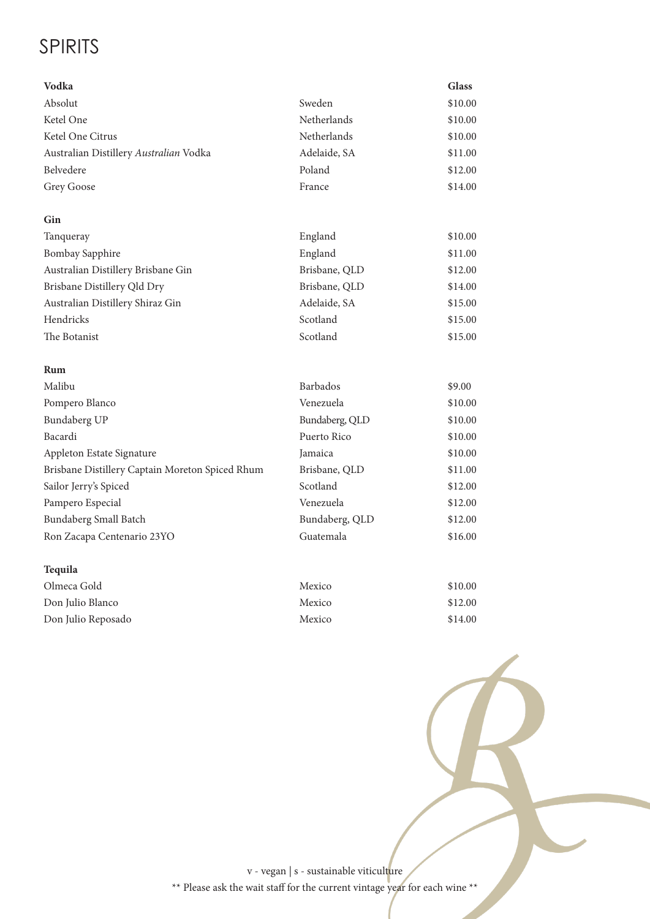# SPIRITS

| **Vodka** | | **Glass** |
|---|---|---|
| Absolut | Sweden | $10.00 |
| Ketel One | Netherlands | $10.00 |
| Ketel One Citrus | Netherlands | $10.00 |
| Australian Distillery *Australian* Vodka | Adelaide, SA | $11.00 |
| Belvedere | Poland | $12.00 |
| Grey Goose | France | $14.00 |
| **Gin** | | |
| Tanqueray | England | $10.00 |
| Bombay Sapphire | England | $11.00 |
| Australian Distillery Brisbane Gin | Brisbane, QLD | $12.00 |
| Brisbane Distillery Qld Dry | Brisbane, QLD | $14.00 |
| Australian Distillery Shiraz Gin | Adelaide, SA | $15.00 |
| Hendricks | Scotland | $15.00 |
| The Botanist | Scotland | $15.00 |
| **Rum** | | |
| Malibu | Barbados | $9.00 |
| Pompero Blanco | Venezuela | $10.00 |
| Bundaberg UP | Bundaberg, QLD | $10.00 |
| Bacardi | Puerto Rico | $10.00 |
| Appleton Estate Signature | Jamaica | $10.00 |
| Brisbane Distillery Captain Moreton Spiced Rhum | Brisbane, QLD | $11.00 |
| Sailor Jerry's Spiced | Scotland | $12.00 |
| Pampero Especial | Venezuela | $12.00 |
| Bundaberg Small Batch | Bundaberg, QLD | $12.00 |
| Ron Zacapa Centenario 23YO | Guatemala | $16.00 |
| **Tequila** | | |
| Olmeca Gold | Mexico | $10.00 |
| Don Julio Blanco | Mexico | $12.00 |
| Don Julio Reposado | Mexico | $14.00 |

v - vegan | s - sustainable viticulture

** Please ask the wait staff for the current vintage year for each wine **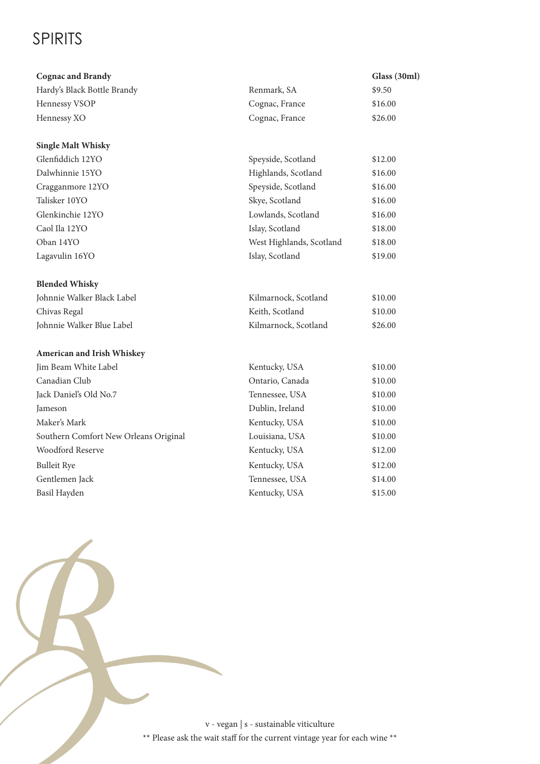# SPIRITS

| Cognac and Brandy | | Glass (30ml) |
|---|---|---|
| Hardy's Black Bottle Brandy | Renmark, SA | $9.50 |
| Hennessy VSOP | Cognac, France | $16.00 |
| Hennessy XO | Cognac, France | $26.00 |
| **Single Malt Whisky** | | |
| Glenfiddich 12YO | Speyside, Scotland | $12.00 |
| Dalwhinnie 15YO | Highlands, Scotland | $16.00 |
| Cragganmore 12YO | Speyside, Scotland | $16.00 |
| Talisker 10YO | Skye, Scotland | $16.00 |
| Glenkinchie 12YO | Lowlands, Scotland | $16.00 |
| Caol Ila 12YO | Islay, Scotland | $18.00 |
| Oban 14YO | West Highlands, Scotland | $18.00 |
| Lagavulin 16YO | Islay, Scotland | $19.00 |
| **Blended Whisky** | | |
| Johnnie Walker Black Label | Kilmarnock, Scotland | $10.00 |
| Chivas Regal | Keith, Scotland | $10.00 |
| Johnnie Walker Blue Label | Kilmarnock, Scotland | $26.00 |
| **American and Irish Whiskey** | | |
| Jim Beam White Label | Kentucky, USA | $10.00 |
| Canadian Club | Ontario, Canada | $10.00 |
| Jack Daniel's Old No.7 | Tennessee, USA | $10.00 |
| Jameson | Dublin, Ireland | $10.00 |
| Maker's Mark | Kentucky, USA | $10.00 |
| Southern Comfort New Orleans Original | Louisiana, USA | $10.00 |
| Woodford Reserve | Kentucky, USA | $12.00 |
| Bulleit Rye | Kentucky, USA | $12.00 |
| Gentlemen Jack | Tennessee, USA | $14.00 |
| Basil Hayden | Kentucky, USA | $15.00 |

v - vegan | s - sustainable viticulture

** Please ask the wait staff for the current vintage year for each wine **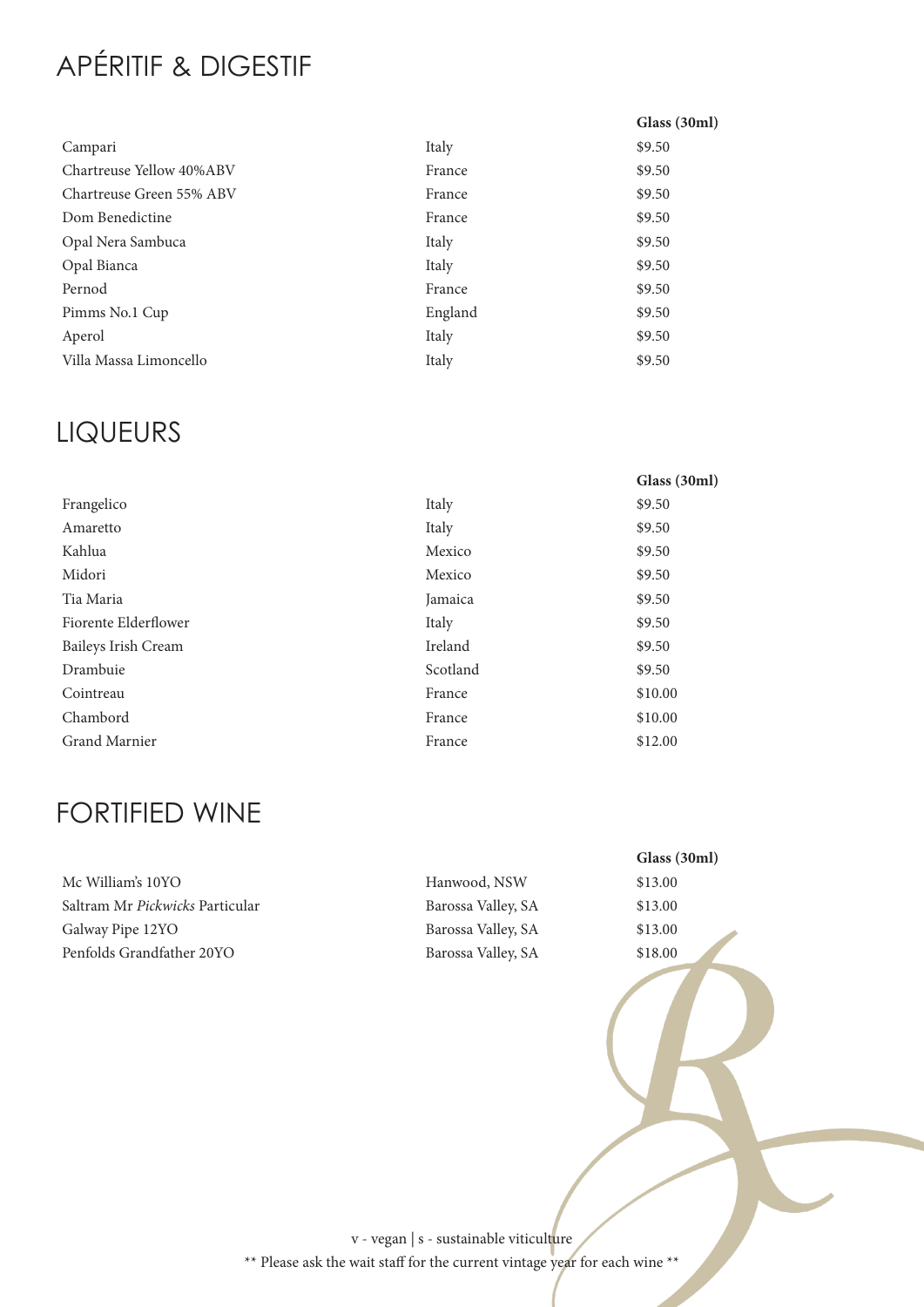# APÉRITIF & DIGESTIF

| | | Glass (30ml) |
|---|---|---|
| Campari | Italy | $9.50 |
| Chartreuse Yellow 40%ABV | France | $9.50 |
| Chartreuse Green 55% ABV | France | $9.50 |
| Dom Benedictine | France | $9.50 |
| Opal Nera Sambuca | Italy | $9.50 |
| Opal Bianca | Italy | $9.50 |
| Pernod | France | $9.50 |
| Pimms No.1 Cup | England | $9.50 |
| Aperol | Italy | $9.50 |
| Villa Massa Limoncello | Italy | $9.50 |

# LIQUEURS

| | | Glass (30ml) |
|---|---|---|
| Frangelico | Italy | $9.50 |
| Amaretto | Italy | $9.50 |
| Kahlua | Mexico | $9.50 |
| Midori | Mexico | $9.50 |
| Tia Maria | Jamaica | $9.50 |
| Fiorente Elderflower | Italy | $9.50 |
| Baileys Irish Cream | Ireland | $9.50 |
| Drambuie | Scotland | $9.50 |
| Cointreau | France | $10.00 |
| Chambord | France | $10.00 |
| Grand Marnier | France | $12.00 |

# FORTIFIED WINE

| | | Glass (30ml) |
|---|---|---|
| Mc William's 10YO | Hanwood, NSW | $13.00 |
| Saltram Mr *Pickwicks* Particular | Barossa Valley, SA | $13.00 |
| Galway Pipe 12YO | Barossa Valley, SA | $13.00 |
| Penfolds Grandfather 20YO | Barossa Valley, SA | $18.00 |

v - vegan | s - sustainable viticulture

** Please ask the wait staff for the current vintage year for each wine **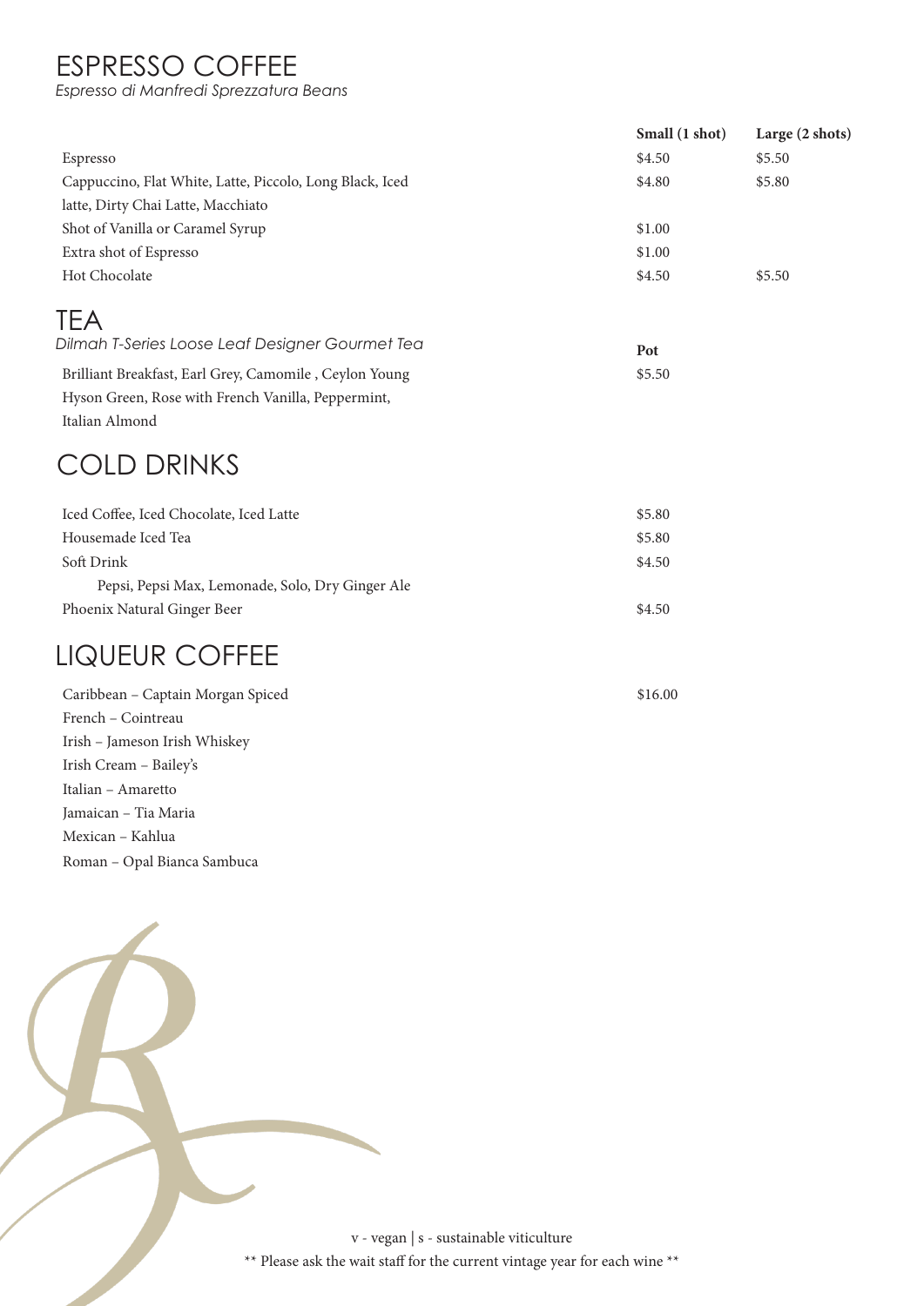## ESPRESSO COFFEE

*Espresso di Manfredi Sprezzatura Beans*

| | Small (1 shot) | Large (2 shots) |
|---|---|---|
| Espresso | $4.50 | $5.50 |
| Cappuccino, Flat White, Latte, Piccolo, Long Black, Iced latte, Dirty Chai Latte, Macchiato | $4.80 | $5.80 |
| Shot of Vanilla or Caramel Syrup | $1.00 | |
| Extra shot of Espresso | $1.00 | |
| Hot Chocolate | $4.50 | $5.50 |

## TEA

*Dilmah T-Series Loose Leaf Designer Gourmet Tea*

| | Pot |
|---|---|
| Brilliant Breakfast, Earl Grey, Camomile , Ceylon Young Hyson Green, Rose with French Vanilla, Peppermint, Italian Almond | $5.50 |

## COLD DRINKS

| | |
|---|---|
| Iced Coffee, Iced Chocolate, Iced Latte | $5.80 |
| Housemade Iced Tea | $5.80 |
| Soft Drink | $4.50 |
| Pepsi, Pepsi Max, Lemonade, Solo, Dry Ginger Ale | |
| Phoenix Natural Ginger Beer | $4.50 |

## LIQUEUR COFFEE

| | |
|---|---|
| Caribbean – Captain Morgan Spiced | $16.00 |
| French – Cointreau | |
| Irish – Jameson Irish Whiskey | |
| Irish Cream – Bailey's | |
| Italian – Amaretto | |
| Jamaican – Tia Maria | |
| Mexican – Kahlua | |
| Roman – Opal Bianca Sambuca | |

v - vegan | s - sustainable viticulture

** Please ask the wait staff for the current vintage year for each wine **